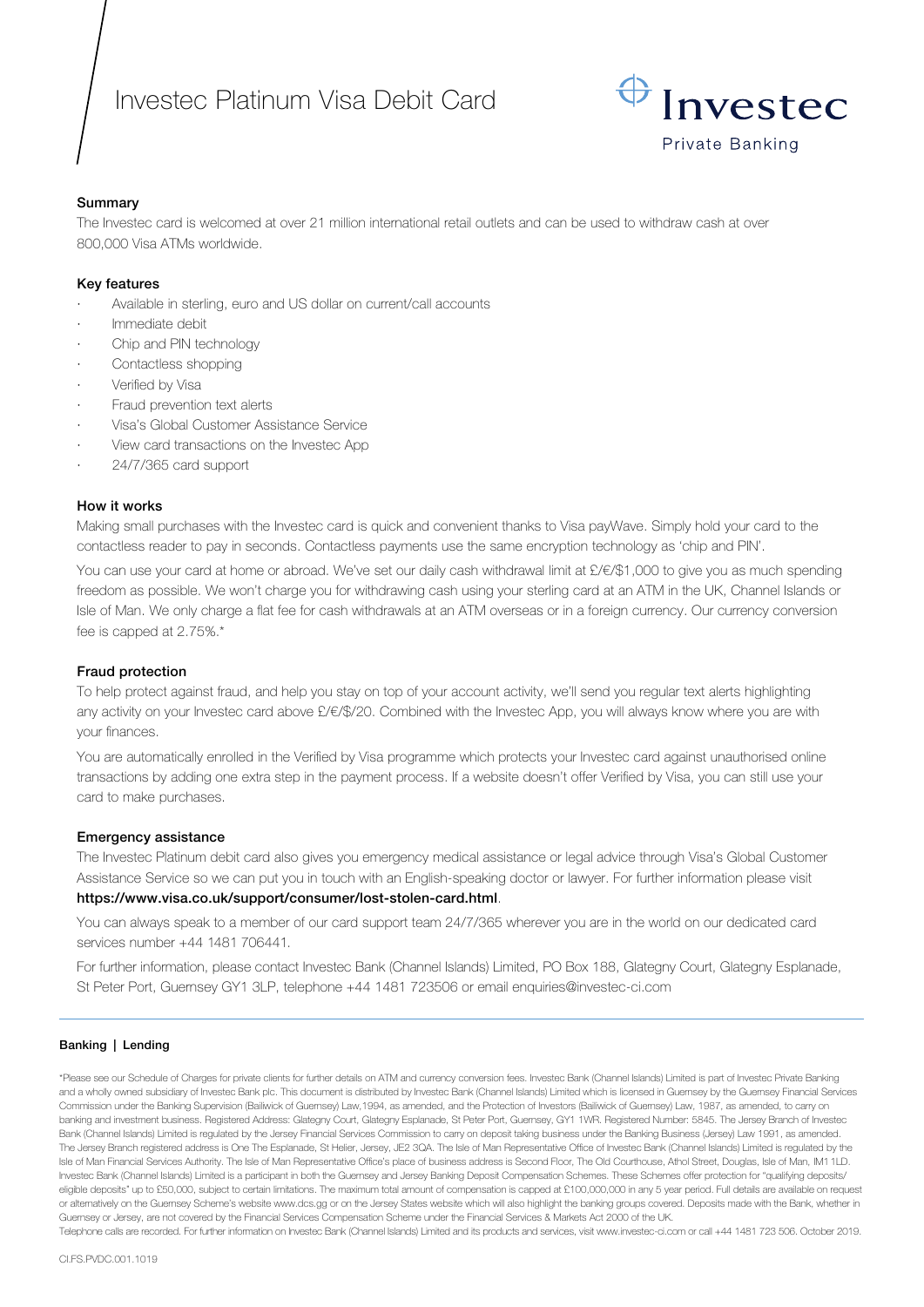# Investec Platinum Visa Debit Card

Investec
Private Banking

## Summary

The Investec card is welcomed at over 21 million international retail outlets and can be used to withdraw cash at over 800,000 Visa ATMs worldwide.

## Key features

- Available in sterling, euro and US dollar on current/call accounts
- Immediate debit
- Chip and PIN technology
- Contactless shopping
- Verified by Visa
- Fraud prevention text alerts
- Visa's Global Customer Assistance Service
- View card transactions on the Investec App
- 24/7/365 card support

## How it works

Making small purchases with the Investec card is quick and convenient thanks to Visa payWave. Simply hold your card to the contactless reader to pay in seconds. Contactless payments use the same encryption technology as 'chip and PIN'.

You can use your card at home or abroad. We've set our daily cash withdrawal limit at £/€/$1,000 to give you as much spending freedom as possible. We won't charge you for withdrawing cash using your sterling card at an ATM in the UK, Channel Islands or Isle of Man. We only charge a flat fee for cash withdrawals at an ATM overseas or in a foreign currency. Our currency conversion fee is capped at 2.75%.*

## Fraud protection

To help protect against fraud, and help you stay on top of your account activity, we'll send you regular text alerts highlighting any activity on your Investec card above £/€/$/20. Combined with the Investec App, you will always know where you are with your finances.

You are automatically enrolled in the Verified by Visa programme which protects your Investec card against unauthorised online transactions by adding one extra step in the payment process. If a website doesn't offer Verified by Visa, you can still use your card to make purchases.

## Emergency assistance

The Investec Platinum debit card also gives you emergency medical assistance or legal advice through Visa's Global Customer Assistance Service so we can put you in touch with an English-speaking doctor or lawyer. For further information please visit **https://www.visa.co.uk/support/consumer/lost-stolen-card.html**.

You can always speak to a member of our card support team 24/7/365 wherever you are in the world on our dedicated card services number +44 1481 706441.

For further information, please contact Investec Bank (Channel Islands) Limited, PO Box 188, Glategny Court, Glategny Esplanade, St Peter Port, Guernsey GY1 3LP, telephone +44 1481 723506 or email enquiries@investec-ci.com

**Banking | Lending**

*Please see our Schedule of Charges for private clients for further details on ATM and currency conversion fees. Investec Bank (Channel Islands) Limited is part of Investec Private Banking and a wholly owned subsidiary of Investec Bank plc. This document is distributed by Investec Bank (Channel Islands) Limited which is licensed in Guernsey by the Guernsey Financial Services Commission under the Banking Supervision (Bailiwick of Guernsey) Law,1994, as amended, and the Protection of Investors (Bailiwick of Guernsey) Law, 1987, as amended, to carry on banking and investment business. Registered Address: Glategny Court, Glategny Esplanade, St Peter Port, Guernsey, GY1 1WR. Registered Number: 5845. The Jersey Branch of Investec Bank (Channel Islands) Limited is regulated by the Jersey Financial Services Commission to carry on deposit taking business under the Banking Business (Jersey) Law 1991, as amended. The Jersey Branch registered address is One The Esplanade, St Helier, Jersey, JE2 3QA. The Isle of Man Representative Office of Investec Bank (Channel Islands) Limited is regulated by the Isle of Man Financial Services Authority. The Isle of Man Representative Office's place of business address is Second Floor, The Old Courthouse, Athol Street, Douglas, Isle of Man, IM1 1LD. Investec Bank (Channel Islands) Limited is a participant in both the Guernsey and Jersey Banking Deposit Compensation Schemes. These Schemes offer protection for "qualifying deposits/ eligible deposits" up to £50,000, subject to certain limitations. The maximum total amount of compensation is capped at £100,000,000 in any 5 year period. Full details are available on request or alternatively on the Guernsey Scheme's website www.dcs.gg or on the Jersey States website which will also highlight the banking groups covered. Deposits made with the Bank, whether in Guernsey or Jersey, are not covered by the Financial Services Compensation Scheme under the Financial Services & Markets Act 2000 of the UK.
Telephone calls are recorded. For further information on Investec Bank (Channel Islands) Limited and its products and services, visit www.investec-ci.com or call +44 1481 723 506. October 2019.

CI.FS.PVDC.001.1019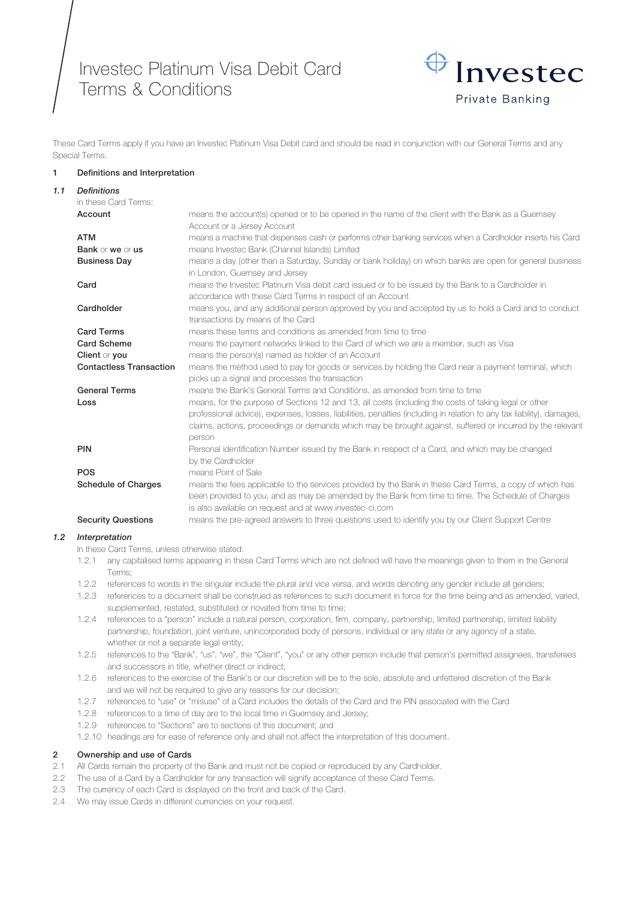# Investec Platinum Visa Debit Card Terms & Conditions

Investec Private Banking

These Card Terms apply if you have an Investec Platinum Visa Debit card and should be read in conjunction with our General Terms and any Special Terms.

## 1 Definitions and Interpretation

### *1.1 Definitions*

in these Card Terms:

| | |
|---|---|
| **Account** | means the account(s) opened or to be opened in the name of the client with the Bank as a Guernsey Account or a Jersey Account |
| **ATM** | means a machine that dispenses cash or performs other banking services when a Cardholder inserts his Card |
| **Bank** or **we** or **us** | means Investec Bank (Channel Islands) Limited |
| **Business Day** | means a day (other than a Saturday, Sunday or bank holiday) on which banks are open for general business in London, Guernsey and Jersey |
| **Card** | means the Investec Platinum Visa debit card issued or to be issued by the Bank to a Cardholder in accordance with these Card Terms in respect of an Account |
| **Cardholder** | means you, and any additional person approved by you and accepted by us to hold a Card and to conduct transactions by means of the Card |
| **Card Terms** | means these terms and conditions as amended from time to time |
| **Card Scheme** | means the payment networks linked to the Card of which we are a member, such as Visa |
| **Client** or **you** | means the person(s) named as holder of an Account |
| **Contactless Transaction** | means the method used to pay for goods or services by holding the Card near a payment terminal, which picks up a signal and processes the transaction |
| **General Terms** | means the Bank's General Terms and Conditions, as amended from time to time |
| **Loss** | means, for the purpose of Sections 12 and 13, all costs (including the costs of taking legal or other professional advice), expenses, losses, liabilities, penalties (including in relation to any tax liability), damages, claims, actions, proceedings or demands which may be brought against, suffered or incurred by the relevant person |
| **PIN** | Personal identification Number issued by the Bank in respect of a Card, and which may be changed by the Cardholder |
| **POS** | means Point of Sale |
| **Schedule of Charges** | means the fees applicable to the services provided by the Bank in these Card Terms, a copy of which has been provided to you, and as may be amended by the Bank from time to time. The Schedule of Charges is also available on request and at www.investec-ci.com |
| **Security Questions** | means the pre-agreed answers to three questions used to identify you by our Client Support Centre |

### *1.2 Interpretation*

In these Card Terms, unless otherwise stated:

- 1.2.1 any capitalised terms appearing in these Card Terms which are not defined will have the meanings given to them in the General Terms;
- 1.2.2 references to words in the singular include the plural and vice versa, and words denoting any gender include all genders;
- 1.2.3 references to a document shall be construed as references to such document in force for the time being and as amended, varied, supplemented, restated, substituted or novated from time to time;
- 1.2.4 references to a "person" include a natural person, corporation, firm, company, partnership, limited partnership, limited liability partnership, foundation, joint venture, unincorporated body of persons, individual or any state or any agency of a state, whether or not a separate legal entity;
- 1.2.5 references to the "Bank", "us", "we", the "Client", "you" or any other person include that person's permitted assignees, transferees and successors in title, whether direct or indirect;
- 1.2.6 references to the exercise of the Bank's or our discretion will be to the sole, absolute and unfettered discretion of the Bank and we will not be required to give any reasons for our decision;
- 1.2.7 references to "use" or "misuse" of a Card includes the details of the Card and the PIN associated with the Card
- 1.2.8 references to a time of day are to the local time in Guernsey and Jersey;
- 1.2.9 references to "Sections" are to sections of this document; and
- 1.2.10 headings are for ease of reference only and shall not affect the interpretation of this document.

## 2 Ownership and use of Cards

- 2.1 All Cards remain the property of the Bank and must not be copied or reproduced by any Cardholder.
- 2.2 The use of a Card by a Cardholder for any transaction will signify acceptance of these Card Terms.
- 2.3 The currency of each Card is displayed on the front and back of the Card.
- 2.4 We may issue Cards in different currencies on your request.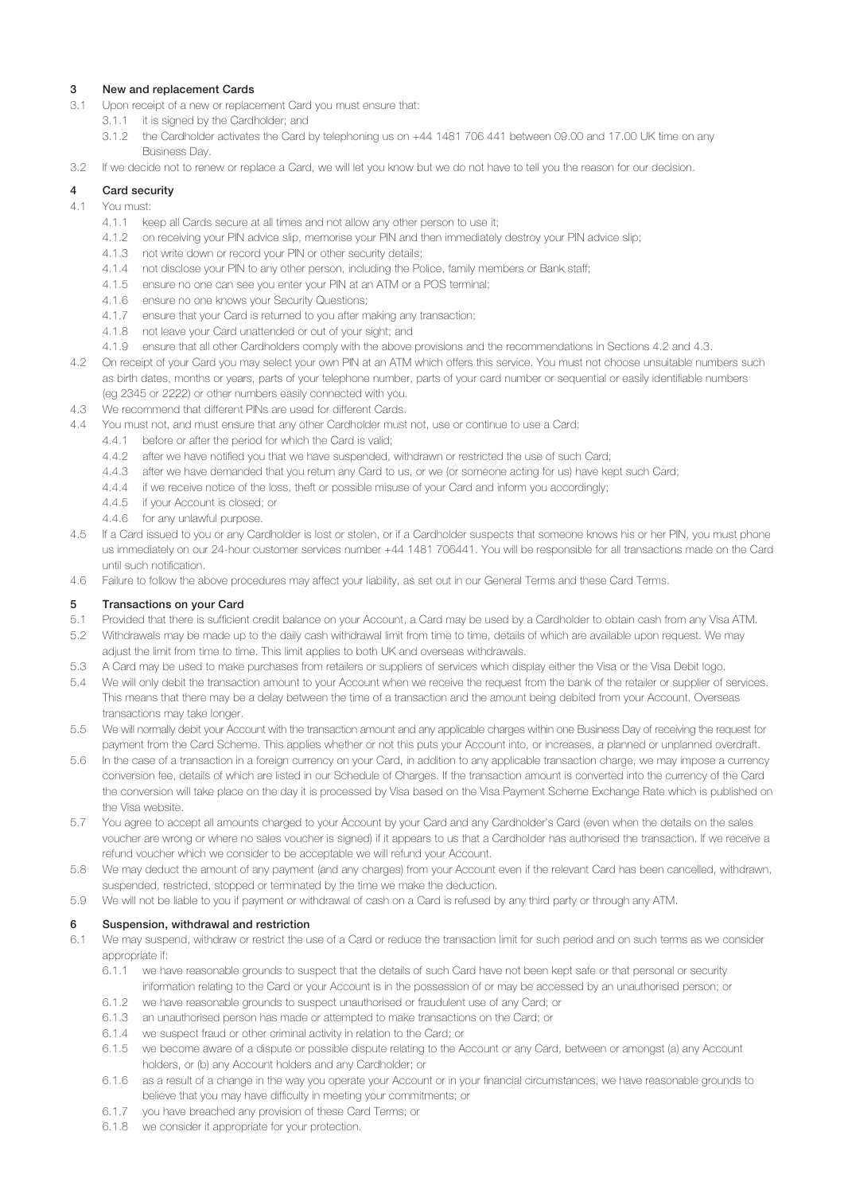## 3 New and replacement Cards

3.1 Upon receipt of a new or replacement Card you must ensure that:

- 3.1.1 it is signed by the Cardholder; and
- 3.1.2 the Cardholder activates the Card by telephoning us on +44 1481 706 441 between 09.00 and 17.00 UK time on any Business Day.

3.2 If we decide not to renew or replace a Card, we will let you know but we do not have to tell you the reason for our decision.

## 4 Card security

4.1 You must:

- 4.1.1 keep all Cards secure at all times and not allow any other person to use it;
- 4.1.2 on receiving your PIN advice slip, memorise your PIN and then immediately destroy your PIN advice slip;
- 4.1.3 not write down or record your PIN or other security details;
- 4.1.4 not disclose your PIN to any other person, including the Police, family members or Bank staff;
- 4.1.5 ensure no one can see you enter your PIN at an ATM or a POS terminal;
- 4.1.6 ensure no one knows your Security Questions;
- 4.1.7 ensure that your Card is returned to you after making any transaction;
- 4.1.8 not leave your Card unattended or out of your sight; and
- 4.1.9 ensure that all other Cardholders comply with the above provisions and the recommendations in Sections 4.2 and 4.3.

4.2 On receipt of your Card you may select your own PIN at an ATM which offers this service. You must not choose unsuitable numbers such as birth dates, months or years, parts of your telephone number, parts of your card number or sequential or easily identifiable numbers (eg 2345 or 2222) or other numbers easily connected with you.

4.3 We recommend that different PINs are used for different Cards.

4.4 You must not, and must ensure that any other Cardholder must not, use or continue to use a Card:

- 4.4.1 before or after the period for which the Card is valid;
- 4.4.2 after we have notified you that we have suspended, withdrawn or restricted the use of such Card;
- 4.4.3 after we have demanded that you return any Card to us, or we (or someone acting for us) have kept such Card;
- 4.4.4 if we receive notice of the loss, theft or possible misuse of your Card and inform you accordingly;
- 4.4.5 if your Account is closed; or
- 4.4.6 for any unlawful purpose.

4.5 If a Card issued to you or any Cardholder is lost or stolen, or if a Cardholder suspects that someone knows his or her PIN, you must phone us immediately on our 24-hour customer services number +44 1481 706441. You will be responsible for all transactions made on the Card until such notification.

4.6 Failure to follow the above procedures may affect your liability, as set out in our General Terms and these Card Terms.

## 5 Transactions on your Card

5.1 Provided that there is sufficient credit balance on your Account, a Card may be used by a Cardholder to obtain cash from any Visa ATM.

5.2 Withdrawals may be made up to the daily cash withdrawal limit from time to time, details of which are available upon request. We may adjust the limit from time to time. This limit applies to both UK and overseas withdrawals.

5.3 A Card may be used to make purchases from retailers or suppliers of services which display either the Visa or the Visa Debit logo.

5.4 We will only debit the transaction amount to your Account when we receive the request from the bank of the retailer or supplier of services. This means that there may be a delay between the time of a transaction and the amount being debited from your Account. Overseas transactions may take longer.

5.5 We will normally debit your Account with the transaction amount and any applicable charges within one Business Day of receiving the request for payment from the Card Scheme. This applies whether or not this puts your Account into, or increases, a planned or unplanned overdraft.

5.6 In the case of a transaction in a foreign currency on your Card, in addition to any applicable transaction charge, we may impose a currency conversion fee, details of which are listed in our Schedule of Charges. If the transaction amount is converted into the currency of the Card the conversion will take place on the day it is processed by Visa based on the Visa Payment Scheme Exchange Rate which is published on the Visa website.

5.7 You agree to accept all amounts charged to your Account by your Card and any Cardholder's Card (even when the details on the sales voucher are wrong or where no sales voucher is signed) if it appears to us that a Cardholder has authorised the transaction. If we receive a refund voucher which we consider to be acceptable we will refund your Account.

5.8 We may deduct the amount of any payment (and any charges) from your Account even if the relevant Card has been cancelled, withdrawn, suspended, restricted, stopped or terminated by the time we make the deduction.

5.9 We will not be liable to you if payment or withdrawal of cash on a Card is refused by any third party or through any ATM.

## 6 Suspension, withdrawal and restriction

6.1 We may suspend, withdraw or restrict the use of a Card or reduce the transaction limit for such period and on such terms as we consider appropriate if:

- 6.1.1 we have reasonable grounds to suspect that the details of such Card have not been kept safe or that personal or security information relating to the Card or your Account is in the possession of or may be accessed by an unauthorised person; or
- 6.1.2 we have reasonable grounds to suspect unauthorised or fraudulent use of any Card; or
- 6.1.3 an unauthorised person has made or attempted to make transactions on the Card; or
- 6.1.4 we suspect fraud or other criminal activity in relation to the Card; or
- 6.1.5 we become aware of a dispute or possible dispute relating to the Account or any Card, between or amongst (a) any Account holders, or (b) any Account holders and any Cardholder; or
- 6.1.6 as a result of a change in the way you operate your Account or in your financial circumstances, we have reasonable grounds to believe that you may have difficulty in meeting your commitments; or
- 6.1.7 you have breached any provision of these Card Terms; or
- 6.1.8 we consider it appropriate for your protection.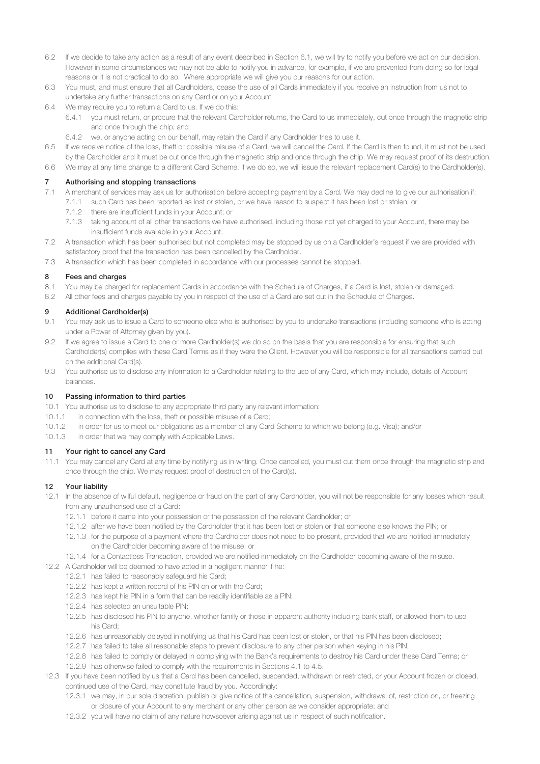6.2 If we decide to take any action as a result of any event described in Section 6.1, we will try to notify you before we act on our decision. However in some circumstances we may not be able to notify you in advance, for example, if we are prevented from doing so for legal reasons or it is not practical to do so. Where appropriate we will give you our reasons for our action.

6.3 You must, and must ensure that all Cardholders, cease the use of all Cards immediately if you receive an instruction from us not to undertake any further transactions on any Card or on your Account.

6.4 We may require you to return a Card to us. If we do this:

6.4.1 you must return, or procure that the relevant Cardholder returns, the Card to us immediately, cut once through the magnetic strip and once through the chip; and

6.4.2 we, or anyone acting on our behalf, may retain the Card if any Cardholder tries to use it.

6.5 If we receive notice of the loss, theft or possible misuse of a Card, we will cancel the Card. If the Card is then found, it must not be used by the Cardholder and it must be cut once through the magnetic strip and once through the chip. We may request proof of its destruction.

6.6 We may at any time change to a different Card Scheme. If we do so, we will issue the relevant replacement Card(s) to the Cardholder(s).

## 7 Authorising and stopping transactions

7.1 A merchant of services may ask us for authorisation before accepting payment by a Card. We may decline to give our authorisation if:

7.1.1 such Card has been reported as lost or stolen, or we have reason to suspect it has been lost or stolen; or

7.1.2 there are insufficient funds in your Account; or

7.1.3 taking account of all other transactions we have authorised, including those not yet charged to your Account, there may be insufficient funds available in your Account.

7.2 A transaction which has been authorised but not completed may be stopped by us on a Cardholder's request if we are provided with satisfactory proof that the transaction has been cancelled by the Cardholder.

7.3 A transaction which has been completed in accordance with our processes cannot be stopped.

## 8 Fees and charges

8.1 You may be charged for replacement Cards in accordance with the Schedule of Charges, if a Card is lost, stolen or damaged.

8.2 All other fees and charges payable by you in respect of the use of a Card are set out in the Schedule of Charges.

## 9 Additional Cardholder(s)

9.1 You may ask us to issue a Card to someone else who is authorised by you to undertake transactions (including someone who is acting under a Power of Attorney given by you).

9.2 If we agree to issue a Card to one or more Cardholder(s) we do so on the basis that you are responsible for ensuring that such Cardholder(s) complies with these Card Terms as if they were the Client. However you will be responsible for all transactions carried out on the additional Card(s).

9.3 You authorise us to disclose any information to a Cardholder relating to the use of any Card, which may include, details of Account balances.

## 10 Passing information to third parties

10.1 You authorise us to disclose to any appropriate third party any relevant information:

10.1.1 in connection with the loss, theft or possible misuse of a Card;

10.1.2 in order for us to meet our obligations as a member of any Card Scheme to which we belong (e.g. Visa); and/or

10.1.3 in order that we may comply with Applicable Laws.

## 11 Your right to cancel any Card

11.1 You may cancel any Card at any time by notifying us in writing. Once cancelled, you must cut them once through the magnetic strip and once through the chip. We may request proof of destruction of the Card(s).

## 12 Your liability

12.1 In the absence of wilful default, negligence or fraud on the part of any Cardholder, you will not be responsible for any losses which result from any unauthorised use of a Card:

12.1.1 before it came into your possession or the possession of the relevant Cardholder; or

12.1.2 after we have been notified by the Cardholder that it has been lost or stolen or that someone else knows the PIN; or

12.1.3 for the purpose of a payment where the Cardholder does not need to be present, provided that we are notified immediately on the Cardholder becoming aware of the misuse; or

12.1.4 for a Contactless Transaction, provided we are notified immediately on the Cardholder becoming aware of the misuse.

12.2 A Cardholder will be deemed to have acted in a negligent manner if he:

12.2.1 has failed to reasonably safeguard his Card;

12.2.2 has kept a written record of his PIN on or with the Card;

12.2.3 has kept his PIN in a form that can be readily identifiable as a PIN;

12.2.4 has selected an unsuitable PIN;

12.2.5 has disclosed his PIN to anyone, whether family or those in apparent authority including bank staff, or allowed them to use his Card;

12.2.6 has unreasonably delayed in notifying us that his Card has been lost or stolen, or that his PIN has been disclosed;

12.2.7 has failed to take all reasonable steps to prevent disclosure to any other person when keying in his PIN;

12.2.8 has failed to comply or delayed in complying with the Bank's requirements to destroy his Card under these Card Terms; or

12.2.9 has otherwise failed to comply with the requirements in Sections 4.1 to 4.5.

12.3 If you have been notified by us that a Card has been cancelled, suspended, withdrawn or restricted, or your Account frozen or closed, continued use of the Card, may constitute fraud by you. Accordingly:

12.3.1 we may, in our sole discretion, publish or give notice of the cancellation, suspension, withdrawal of, restriction on, or freezing or closure of your Account to any merchant or any other person as we consider appropriate; and

12.3.2 you will have no claim of any nature howsoever arising against us in respect of such notification.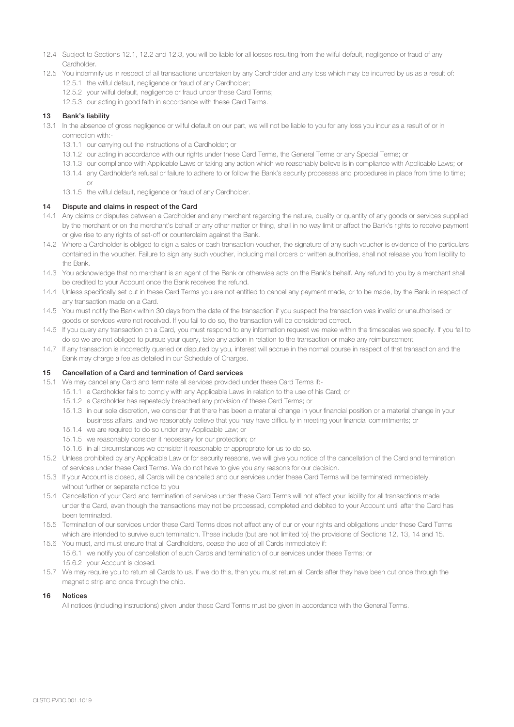12.4 Subject to Sections 12.1, 12.2 and 12.3, you will be liable for all losses resulting from the wilful default, negligence or fraud of any Cardholder.

12.5 You indemnify us in respect of all transactions undertaken by any Cardholder and any loss which may be incurred by us as a result of:

12.5.1 the wilful default, negligence or fraud of any Cardholder;

12.5.2 your wilful default, negligence or fraud under these Card Terms;

12.5.3 our acting in good faith in accordance with these Card Terms.

## 13 Bank's liability

13.1 In the absence of gross negligence or wilful default on our part, we will not be liable to you for any loss you incur as a result of or in connection with:-

13.1.1 our carrying out the instructions of a Cardholder; or

13.1.2 our acting in accordance with our rights under these Card Terms, the General Terms or any Special Terms; or

13.1.3 our compliance with Applicable Laws or taking any action which we reasonably believe is in compliance with Applicable Laws; or

13.1.4 any Cardholder's refusal or failure to adhere to or follow the Bank's security processes and procedures in place from time to time; or

13.1.5 the wilful default, negligence or fraud of any Cardholder.

## 14 Dispute and claims in respect of the Card

14.1 Any claims or disputes between a Cardholder and any merchant regarding the nature, quality or quantity of any goods or services supplied by the merchant or on the merchant's behalf or any other matter or thing, shall in no way limit or affect the Bank's rights to receive payment or give rise to any rights of set-off or counterclaim against the Bank.

14.2 Where a Cardholder is obliged to sign a sales or cash transaction voucher, the signature of any such voucher is evidence of the particulars contained in the voucher. Failure to sign any such voucher, including mail orders or written authorities, shall not release you from liability to the Bank.

14.3 You acknowledge that no merchant is an agent of the Bank or otherwise acts on the Bank's behalf. Any refund to you by a merchant shall be credited to your Account once the Bank receives the refund.

14.4 Unless specifically set out in these Card Terms you are not entitled to cancel any payment made, or to be made, by the Bank in respect of any transaction made on a Card.

14.5 You must notify the Bank within 30 days from the date of the transaction if you suspect the transaction was invalid or unauthorised or goods or services were not received. If you fail to do so, the transaction will be considered correct.

14.6 If you query any transaction on a Card, you must respond to any information request we make within the timescales we specify. If you fail to do so we are not obliged to pursue your query, take any action in relation to the transaction or make any reimbursement.

14.7 If any transaction is incorrectly queried or disputed by you, interest will accrue in the normal course in respect of that transaction and the Bank may charge a fee as detailed in our Schedule of Charges.

## 15 Cancellation of a Card and termination of Card services

15.1 We may cancel any Card and terminate all services provided under these Card Terms if:-

15.1.1 a Cardholder fails to comply with any Applicable Laws in relation to the use of his Card; or

15.1.2 a Cardholder has repeatedly breached any provision of these Card Terms; or

15.1.3 in our sole discretion, we consider that there has been a material change in your financial position or a material change in your business affairs, and we reasonably believe that you may have difficulty in meeting your financial commitments; or

15.1.4 we are required to do so under any Applicable Law; or

15.1.5 we reasonably consider it necessary for our protection; or

15.1.6 in all circumstances we consider it reasonable or appropriate for us to do so.

15.2 Unless prohibited by any Applicable Law or for security reasons, we will give you notice of the cancellation of the Card and termination of services under these Card Terms. We do not have to give you any reasons for our decision.

15.3 If your Account is closed, all Cards will be cancelled and our services under these Card Terms will be terminated immediately, without further or separate notice to you.

15.4 Cancellation of your Card and termination of services under these Card Terms will not affect your liability for all transactions made under the Card, even though the transactions may not be processed, completed and debited to your Account until after the Card has been terminated.

15.5 Termination of our services under these Card Terms does not affect any of our or your rights and obligations under these Card Terms which are intended to survive such termination. These include (but are not limited to) the provisions of Sections 12, 13, 14 and 15.

15.6 You must, and must ensure that all Cardholders, cease the use of all Cards immediately if:

15.6.1 we notify you of cancellation of such Cards and termination of our services under these Terms; or

15.6.2 your Account is closed.

15.7 We may require you to return all Cards to us. If we do this, then you must return all Cards after they have been cut once through the magnetic strip and once through the chip.

## 16 Notices

All notices (including instructions) given under these Card Terms must be given in accordance with the General Terms.

CI.STC.PVDC.001.1019